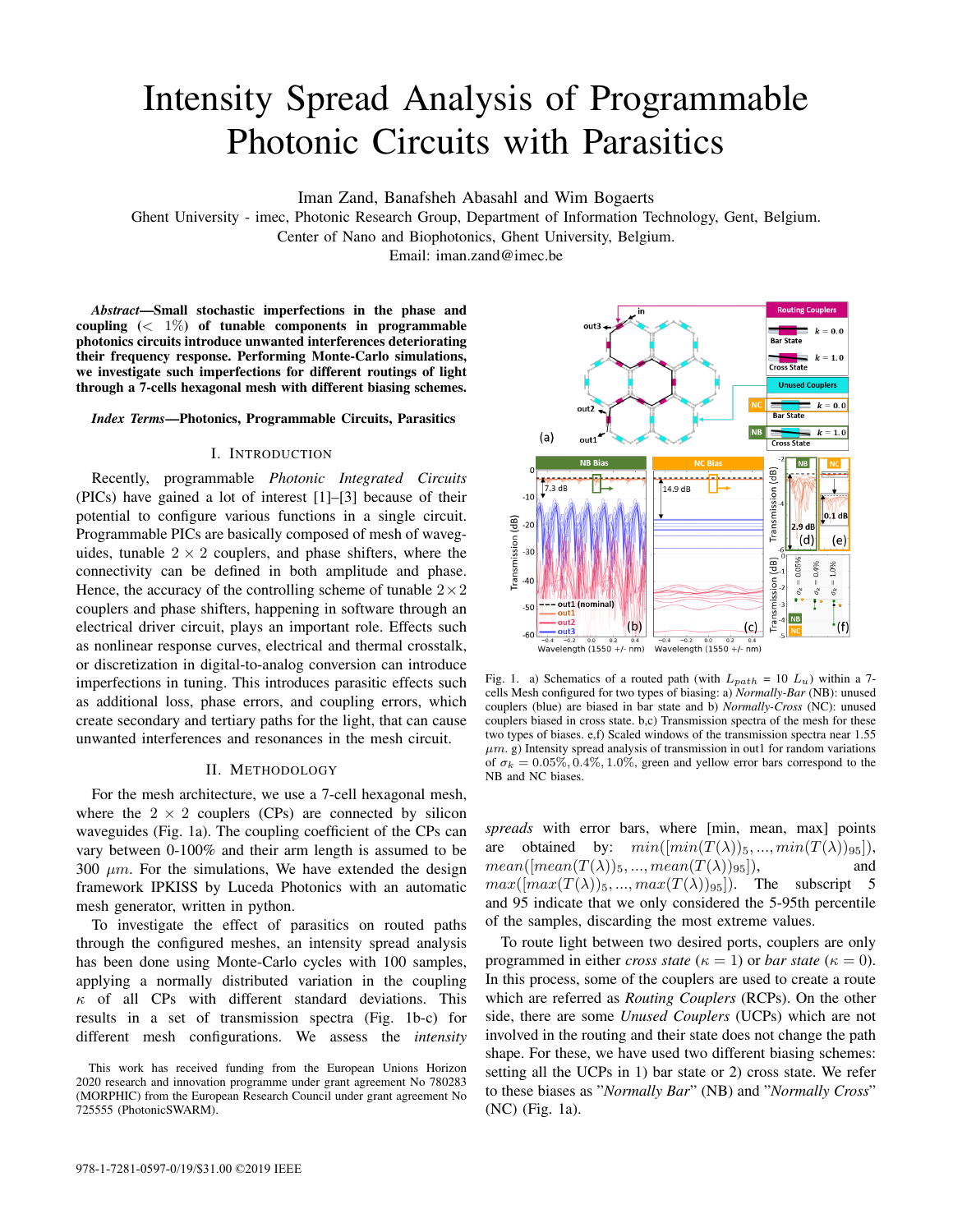# Intensity Spread Analysis of Programmable Photonic Circuits with Parasitics

Iman Zand, Banafsheh Abasahl and Wim Bogaerts

Ghent University - imec, Photonic Research Group, Department of Information Technology, Gent, Belgium.
Center of Nano and Biophotonics, Ghent University, Belgium.
Email: iman.zand@imec.be

***Abstract*—Small stochastic imperfections in the phase and coupling (< 1%) of tunable components in programmable photonics circuits introduce unwanted interferences deteriorating their frequency response. Performing Monte-Carlo simulations, we investigate such imperfections for different routings of light through a 7-cells hexagonal mesh with different biasing schemes.**

***Index Terms*—Photonics, Programmable Circuits, Parasitics**

## I. Introduction

Recently, programmable *Photonic Integrated Circuits* (PICs) have gained a lot of interest [1]–[3] because of their potential to configure various functions in a single circuit. Programmable PICs are basically composed of mesh of waveguides, tunable $2 \times 2$ couplers, and phase shifters, where the connectivity can be defined in both amplitude and phase. Hence, the accuracy of the controlling scheme of tunable $2 \times 2$ couplers and phase shifters, happening in software through an electrical driver circuit, plays an important role. Effects such as nonlinear response curves, electrical and thermal crosstalk, or discretization in digital-to-analog conversion can introduce imperfections in tuning. This introduces parasitic effects such as additional loss, phase errors, and coupling errors, which create secondary and tertiary paths for the light, that can cause unwanted interferences and resonances in the mesh circuit.

## II. Methodology

For the mesh architecture, we use a 7-cell hexagonal mesh, where the $2 \times 2$ couplers (CPs) are connected by silicon waveguides (Fig. 1a). The coupling coefficient of the CPs can vary between 0-100% and their arm length is assumed to be 300 $\mu m$. For the simulations, We have extended the design framework IPKISS by Luceda Photonics with an automatic mesh generator, written in python.

To investigate the effect of parasitics on routed paths through the configured meshes, an intensity spread analysis has been done using Monte-Carlo cycles with 100 samples, applying a normally distributed variation in the coupling $\kappa$ of all CPs with different standard deviations. This results in a set of transmission spectra (Fig. 1b-c) for different mesh configurations. We assess the *intensity spreads* with error bars, where [min, mean, max] points are obtained by: $min([min(T(\lambda))_5, ..., min(T(\lambda))_{95}])$, $mean([mean(T(\lambda))_5, ..., mean(T(\lambda))_{95}])$, and $max([max(T(\lambda))_5, ..., max(T(\lambda))_{95}])$. The subscript 5 and 95 indicate that we only considered the 5-95th percentile of the samples, discarding the most extreme values.

To route light between two desired ports, couplers are only programmed in either *cross state* ($\kappa = 1$) or *bar state* ($\kappa = 0$). In this process, some of the couplers are used to create a route which are referred as *Routing Couplers* (RCPs). On the other side, there are some *Unused Couplers* (UCPs) which are not involved in the routing and their state does not change the path shape. For these, we have used two different biasing schemes: setting all the UCPs in 1) bar state or 2) cross state. We refer to these biases as "*Normally Bar*" (NB) and "*Normally Cross*" (NC) (Fig. 1a).

Fig. 1. a) Schematics of a routed path (with $L_{path} = 10\ L_u$) within a 7-cells Mesh configured for two types of biasing: a) *Normally-Bar* (NB): unused couplers (blue) are biased in bar state and b) *Normally-Cross* (NC): unused couplers biased in cross state. b,c) Transmission spectra of the mesh for these two types of biases. e,f) Scaled windows of the transmission spectra near 1.55 $\mu m$. g) Intensity spread analysis of transmission in out1 for random variations of $\sigma_k = 0.05\%, 0.4\%, 1.0\%$, green and yellow error bars correspond to the NB and NC biases.

This work has received funding from the European Unions Horizon 2020 research and innovation programme under grant agreement No 780283 (MORPHIC) from the European Research Council under grant agreement No 725555 (PhotonicSWARM).

978-1-7281-0597-0/19/$31.00 ©2019 IEEE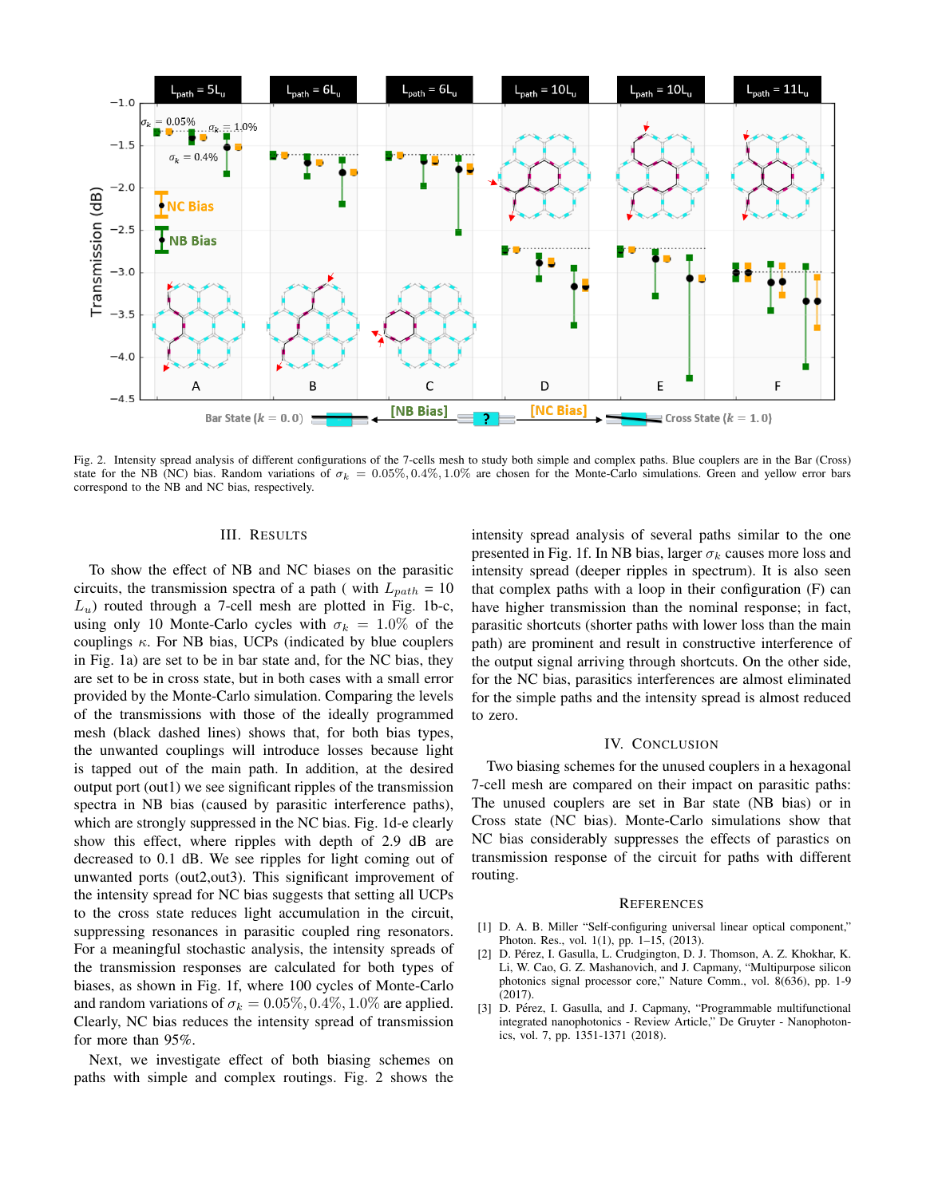$L_{path} = 5L_u$

$L_{path} = 6L_u$

$L_{path} = 6L_u$

$L_{path} = 10L_u$

$L_{path} = 10L_u$

$L_{path} = 11L_u$

Transmission (dB)

−1.0

−1.5

−2.0

−2.5

−3.0

−3.5

−4.0

−4.5

$\sigma_k = 0.05\%$

$\sigma_k = 1.0\%$

$\sigma_k = 0.4\%$

NC Bias

NB Bias

A

B

C

D

E

F

Bar State ($k = 0.0$)

[NB Bias]

?

[NC Bias]

Cross State ($k = 1.0$)

Fig. 2. Intensity spread analysis of different configurations of the 7-cells mesh to study both simple and complex paths. Blue couplers are in the Bar (Cross) state for the NB (NC) bias. Random variations of $\sigma_k = 0.05\%, 0.4\%, 1.0\%$ are chosen for the Monte-Carlo simulations. Green and yellow error bars correspond to the NB and NC bias, respectively.

## III. Results

To show the effect of NB and NC biases on the parasitic circuits, the transmission spectra of a path ( with $L_{path} = 10$ $L_u$) routed through a 7-cell mesh are plotted in Fig. 1b-c, using only 10 Monte-Carlo cycles with $\sigma_k = 1.0\%$ of the couplings $\kappa$. For NB bias, UCPs (indicated by blue couplers in Fig. 1a) are set to be in bar state and, for the NC bias, they are set to be in cross state, but in both cases with a small error provided by the Monte-Carlo simulation. Comparing the levels of the transmissions with those of the ideally programmed mesh (black dashed lines) shows that, for both bias types, the unwanted couplings will introduce losses because light is tapped out of the main path. In addition, at the desired output port (out1) we see significant ripples of the transmission spectra in NB bias (caused by parasitic interference paths), which are strongly suppressed in the NC bias. Fig. 1d-e clearly show this effect, where ripples with depth of 2.9 dB are decreased to 0.1 dB. We see ripples for light coming out of unwanted ports (out2,out3). This significant improvement of the intensity spread for NC bias suggests that setting all UCPs to the cross state reduces light accumulation in the circuit, suppressing resonances in parasitic coupled ring resonators. For a meaningful stochastic analysis, the intensity spreads of the transmission responses are calculated for both types of biases, as shown in Fig. 1f, where 100 cycles of Monte-Carlo and random variations of $\sigma_k = 0.05\%, 0.4\%, 1.0\%$ are applied. Clearly, NC bias reduces the intensity spread of transmission for more than 95%.

Next, we investigate effect of both biasing schemes on paths with simple and complex routings. Fig. 2 shows the intensity spread analysis of several paths similar to the one presented in Fig. 1f. In NB bias, larger $\sigma_k$ causes more loss and intensity spread (deeper ripples in spectrum). It is also seen that complex paths with a loop in their configuration (F) can have higher transmission than the nominal response; in fact, parasitic shortcuts (shorter paths with lower loss than the main path) are prominent and result in constructive interference of the output signal arriving through shortcuts. On the other side, for the NC bias, parasitics interferences are almost eliminated for the simple paths and the intensity spread is almost reduced to zero.

## IV. Conclusion

Two biasing schemes for the unused couplers in a hexagonal 7-cell mesh are compared on their impact on parasitic paths: The unused couplers are set in Bar state (NB bias) or in Cross state (NC bias). Monte-Carlo simulations show that NC bias considerably suppresses the effects of parastics on transmission response of the circuit for paths with different routing.

## References

[1] D. A. B. Miller "Self-configuring universal linear optical component," Photon. Res., vol. 1(1), pp. 1–15, (2013).

[2] D. Pérez, I. Gasulla, L. Crudgington, D. J. Thomson, A. Z. Khokhar, K. Li, W. Cao, G. Z. Mashanovich, and J. Capmany, "Multipurpose silicon photonics signal processor core," Nature Comm., vol. 8(636), pp. 1-9 (2017).

[3] D. Pérez, I. Gasulla, and J. Capmany, "Programmable multifunctional integrated nanophotonics - Review Article," De Gruyter - Nanophotonics, vol. 7, pp. 1351-1371 (2018).